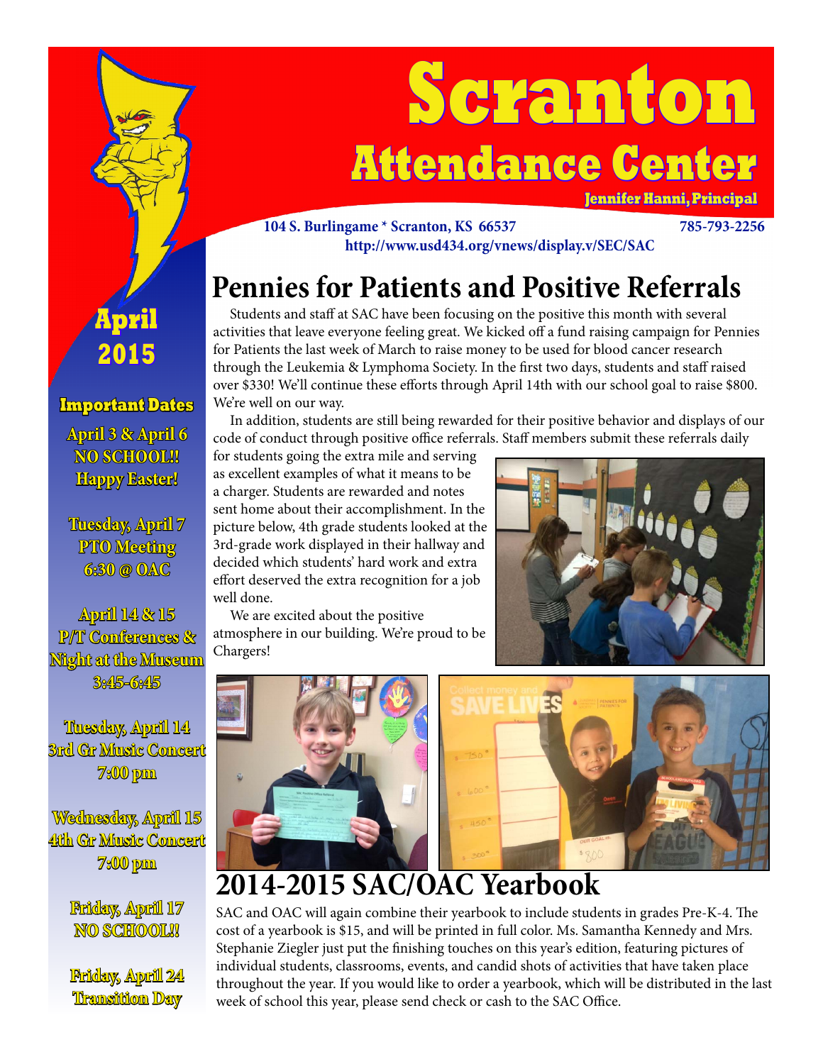# Scranton Attendance Center

**Jennifer Hanni, Principal**

**104 S. Burlingame * Scranton, KS 66537** **785-793-2256**
**http://www.usd434.org/vnews/display.v/SEC/SAC**

## April 2015

### Important Dates

**April 3 & April 6**
**NO SCHOOL!!**
**Happy Easter!**

**Tuesday, April 7**
**PTO Meeting**
**6:30 @ OAC**

**April 14 & 15**
**P/T Conferences &**
**Night at the Museum**
**3:45-6:45**

**Tuesday, April 14**
**3rd Gr Music Concert**
**7:00 pm**

**Wednesday, April 15**
**4th Gr Music Concert**
**7:00 pm**

**Friday, April 17**
**NO SCHOOL!!**

**Friday, April 24**
**Transition Day**

## Pennies for Patients and Positive Referrals

Students and staff at SAC have been focusing on the positive this month with several activities that leave everyone feeling great. We kicked off a fund raising campaign for Pennies for Patients the last week of March to raise money to be used for blood cancer research through the Leukemia & Lymphoma Society. In the first two days, students and staff raised over $330! We'll continue these efforts through April 14th with our school goal to raise $800. We're well on our way.

In addition, students are still being rewarded for their positive behavior and displays of our code of conduct through positive office referrals. Staff members submit these referrals daily for students going the extra mile and serving as excellent examples of what it means to be a charger. Students are rewarded and notes sent home about their accomplishment. In the picture below, 4th grade students looked at the 3rd-grade work displayed in their hallway and decided which students' hard work and extra effort deserved the extra recognition for a job well done.

We are excited about the positive atmosphere in our building. We're proud to be Chargers!

## 2014-2015 SAC/OAC Yearbook

SAC and OAC will again combine their yearbook to include students in grades Pre-K-4. The cost of a yearbook is $15, and will be printed in full color. Ms. Samantha Kennedy and Mrs. Stephanie Ziegler just put the finishing touches on this year's edition, featuring pictures of individual students, classrooms, events, and candid shots of activities that have taken place throughout the year. If you would like to order a yearbook, which will be distributed in the last week of school this year, please send check or cash to the SAC Office.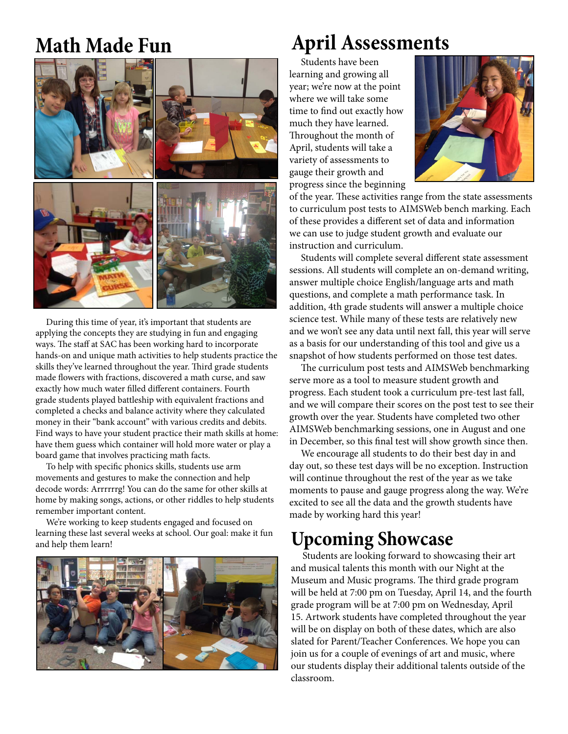# Math Made Fun

During this time of year, it's important that students are applying the concepts they are studying in fun and engaging ways. The staff at SAC has been working hard to incorporate hands-on and unique math activities to help students practice the skills they've learned throughout the year. Third grade students made flowers with fractions, discovered a math curse, and saw exactly how much water filled different containers. Fourth grade students played battleship with equivalent fractions and completed a checks and balance activity where they calculated money in their "bank account" with various credits and debits. Find ways to have your student practice their math skills at home: have them guess which container will hold more water or play a board game that involves practicing math facts.

To help with specific phonics skills, students use arm movements and gestures to make the connection and help decode words: Arrrrrrg! You can do the same for other skills at home by making songs, actions, or other riddles to help students remember important content.

We're working to keep students engaged and focused on learning these last several weeks at school. Our goal: make it fun and help them learn!

# April Assessments

Students have been learning and growing all year; we're now at the point where we will take some time to find out exactly how much they have learned. Throughout the month of April, students will take a variety of assessments to gauge their growth and progress since the beginning of the year. These activities range from the state assessments to curriculum post tests to AIMSWeb bench marking. Each of these provides a different set of data and information we can use to judge student growth and evaluate our instruction and curriculum.

Students will complete several different state assessment sessions. All students will complete an on-demand writing, answer multiple choice English/language arts and math questions, and complete a math performance task. In addition, 4th grade students will answer a multiple choice science test. While many of these tests are relatively new and we won't see any data until next fall, this year will serve as a basis for our understanding of this tool and give us a snapshot of how students performed on those test dates.

The curriculum post tests and AIMSWeb benchmarking serve more as a tool to measure student growth and progress. Each student took a curriculum pre-test last fall, and we will compare their scores on the post test to see their growth over the year. Students have completed two other AIMSWeb benchmarking sessions, one in August and one in December, so this final test will show growth since then.

We encourage all students to do their best day in and day out, so these test days will be no exception. Instruction will continue throughout the rest of the year as we take moments to pause and gauge progress along the way. We're excited to see all the data and the growth students have made by working hard this year!

# Upcoming Showcase

Students are looking forward to showcasing their art and musical talents this month with our Night at the Museum and Music programs. The third grade program will be held at 7:00 pm on Tuesday, April 14, and the fourth grade program will be at 7:00 pm on Wednesday, April 15. Artwork students have completed throughout the year will be on display on both of these dates, which are also slated for Parent/Teacher Conferences. We hope you can join us for a couple of evenings of art and music, where our students display their additional talents outside of the classroom.